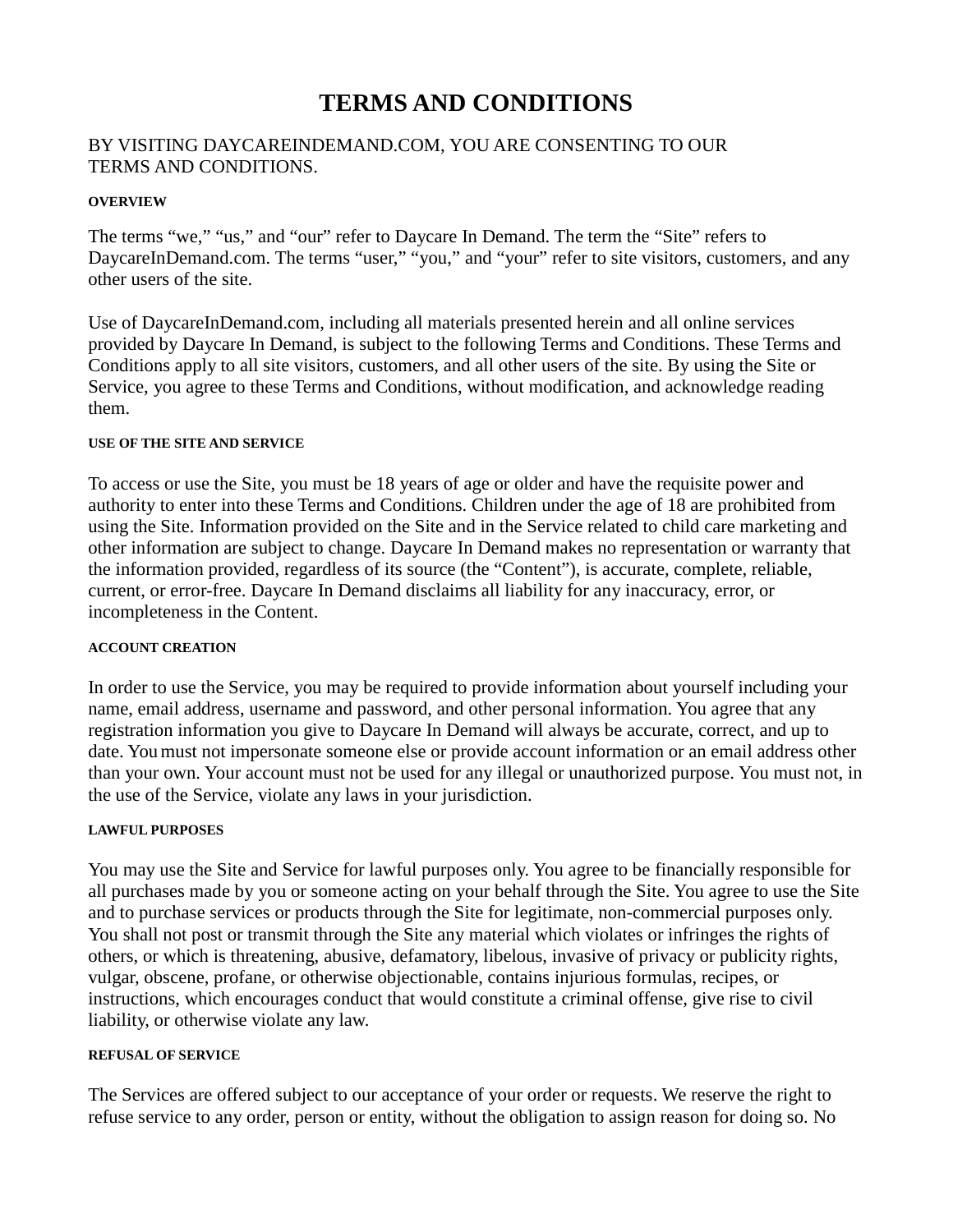# TERMS AND CONDITIONS

BY VISITING DAYCAREINDEMAND.COM, YOU ARE CONSENTING TO OUR TERMS AND CONDITIONS.

#### OVERVIEW

The terms "we," "us," and "our" refer to Daycare In Demand. The term the "Site" refers to DaycareInDemand.com. The terms "user," "you," and "your" refer to site visitors, customers, and any other users of the site.

Use of DaycareInDemand.com, including all materials presented herein and all online services provided by Daycare In Demand, is subject to the following Terms and Conditions. These Terms and Conditions apply to all site visitors, customers, and all other users of the site. By using the Site or Service, you agree to these Terms and Conditions, without modification, and acknowledge reading them.

#### USE OF THE SITE AND SERVICE

To access or use the Site, you must be 18 years of age or older and have the requisite power and authority to enter into these Terms and Conditions. Children under the age of 18 are prohibited from using the Site. Information provided on the Site and in the Service related to child care marketing and other information are subject to change. Daycare In Demand makes no representation or warranty that the information provided, regardless of its source (the "Content"), is accurate, complete, reliable, current, or error-free. Daycare In Demand disclaims all liability for any inaccuracy, error, or incompleteness in the Content.

#### ACCOUNT CREATION

In order to use the Service, you may be required to provide information about yourself including your name, email address, username and password, and other personal information. You agree that any registration information you give to Daycare In Demand will always be accurate, correct, and up to date. You must not impersonate someone else or provide account information or an email address other than your own. Your account must not be used for any illegal or unauthorized purpose. You must not, in the use of the Service, violate any laws in your jurisdiction.

#### LAWFUL PURPOSES

You may use the Site and Service for lawful purposes only. You agree to be financially responsible for all purchases made by you or someone acting on your behalf through the Site. You agree to use the Site and to purchase services or products through the Site for legitimate, non-commercial purposes only. You shall not post or transmit through the Site any material which violates or infringes the rights of others, or which is threatening, abusive, defamatory, libelous, invasive of privacy or publicity rights, vulgar, obscene, profane, or otherwise objectionable, contains injurious formulas, recipes, or instructions, which encourages conduct that would constitute a criminal offense, give rise to civil liability, or otherwise violate any law.

#### REFUSAL OF SERVICE

The Services are offered subject to our acceptance of your order or requests. We reserve the right to refuse service to any order, person or entity, without the obligation to assign reason for doing so. No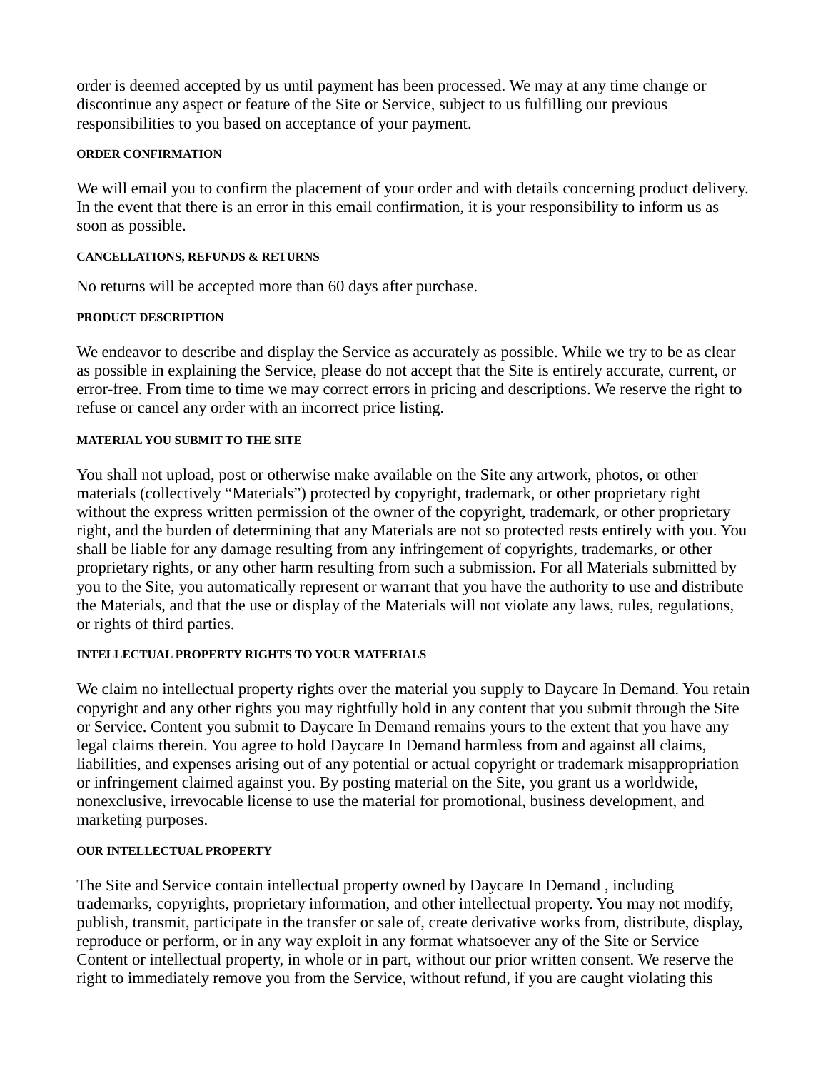order is deemed accepted by us until payment has been processed. We may at any time change or discontinue any aspect or feature of the Site or Service, subject to us fulfilling our previous responsibilities to you based on acceptance of your payment.

#### ORDER CONFIRMATION

We will email you to confirm the placement of your order and with details concerning product delivery. In the event that there is an error in this email confirmation, it is your responsibility to inform us as soon as possible.

#### CANCELLATIONS, REFUNDS & RETURNS

No returns will be accepted more than 60 days after purchase.

#### PRODUCT DESCRIPTION

We endeavor to describe and display the Service as accurately as possible. While we try to be as clear as possible in explaining the Service, please do not accept that the Site is entirely accurate, current, or error-free. From time to time we may correct errors in pricing and descriptions. We reserve the right to refuse or cancel any order with an incorrect price listing.

#### MATERIAL YOU SUBMIT TO THE SITE

You shall not upload, post or otherwise make available on the Site any artwork, photos, or other materials (collectively "Materials") protected by copyright, trademark, or other proprietary right without the express written permission of the owner of the copyright, trademark, or other proprietary right, and the burden of determining that any Materials are not so protected rests entirely with you. You shall be liable for any damage resulting from any infringement of copyrights, trademarks, or other proprietary rights, or any other harm resulting from such a submission. For all Materials submitted by you to the Site, you automatically represent or warrant that you have the authority to use and distribute the Materials, and that the use or display of the Materials will not violate any laws, rules, regulations, or rights of third parties.

#### INTELLECTUAL PROPERTY RIGHTS TO YOUR MATERIALS

We claim no intellectual property rights over the material you supply to Daycare In Demand. You retain copyright and any other rights you may rightfully hold in any content that you submit through the Site or Service. Content you submit to Daycare In Demand remains yours to the extent that you have any legal claims therein. You agree to hold Daycare In Demand harmless from and against all claims, liabilities, and expenses arising out of any potential or actual copyright or trademark misappropriation or infringement claimed against you. By posting material on the Site, you grant us a worldwide, nonexclusive, irrevocable license to use the material for promotional, business development, and marketing purposes.

#### OUR INTELLECTUAL PROPERTY

The Site and Service contain intellectual property owned by Daycare In Demand , including trademarks, copyrights, proprietary information, and other intellectual property. You may not modify, publish, transmit, participate in the transfer or sale of, create derivative works from, distribute, display, reproduce or perform, or in any way exploit in any format whatsoever any of the Site or Service Content or intellectual property, in whole or in part, without our prior written consent. We reserve the right to immediately remove you from the Service, without refund, if you are caught violating this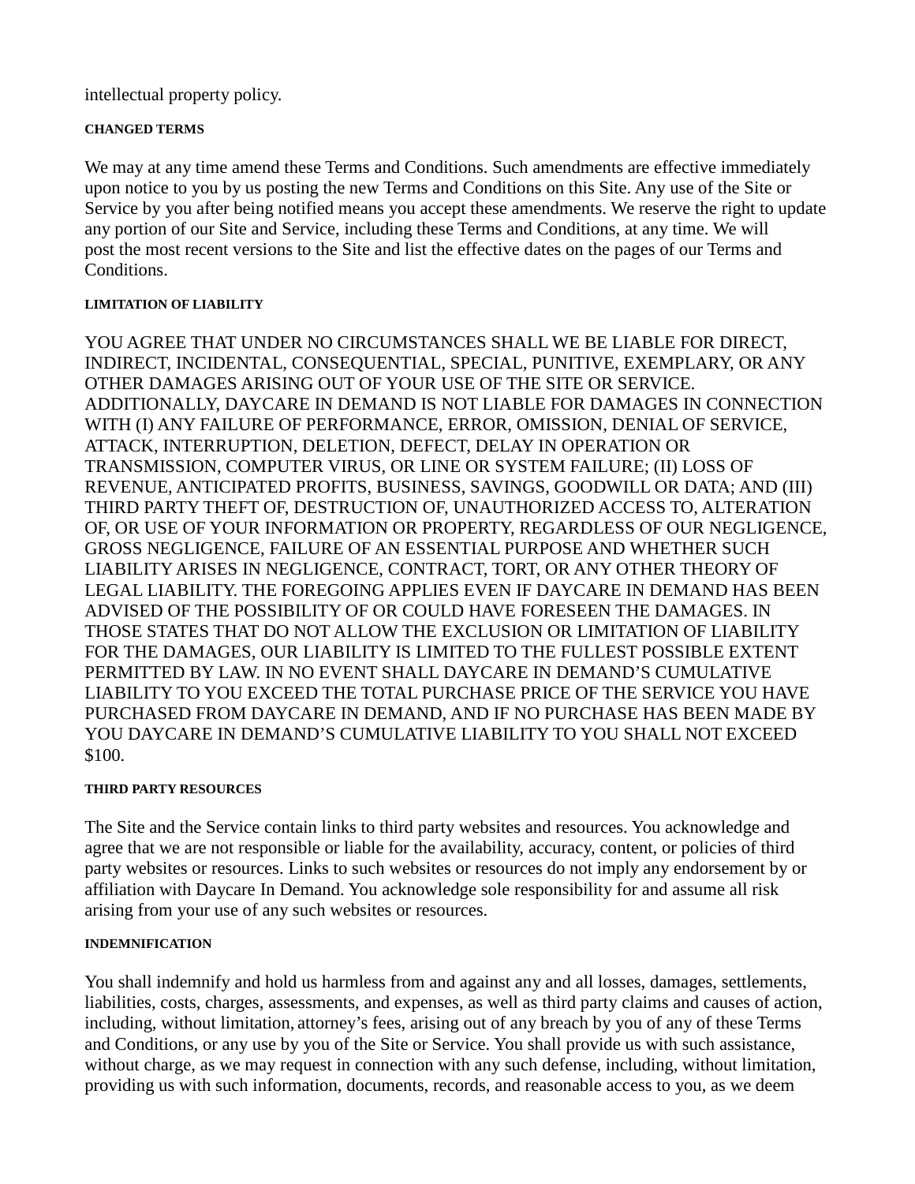intellectual property policy.

#### CHANGED TERMS

We may at any time amend these Terms and Conditions. Such amendments are effective immediately upon notice to you by us posting the new Terms and Conditions on this Site. Any use of the Site or Service by you after being notified means you accept these amendments. We reserve the right to update any portion of our Site and Service, including these Terms and Conditions, at any time. We will post the most recent versions to the Site and list the effective dates on the pages of our Terms and Conditions.

#### LIMITATION OF LIABILITY

YOU AGREE THAT UNDER NO CIRCUMSTANCES SHALL WE BE LIABLE FOR DIRECT, INDIRECT, INCIDENTAL, CONSEQUENTIAL, SPECIAL, PUNITIVE, EXEMPLARY, OR ANY OTHER DAMAGES ARISING OUT OF YOUR USE OF THE SITE OR SERVICE. ADDITIONALLY, DAYCARE IN DEMAND IS NOT LIABLE FOR DAMAGES IN CONNECTION WITH (I) ANY FAILURE OF PERFORMANCE, ERROR, OMISSION, DENIAL OF SERVICE, ATTACK, INTERRUPTION, DELETION, DEFECT, DELAY IN OPERATION OR TRANSMISSION, COMPUTER VIRUS, OR LINE OR SYSTEM FAILURE; (II) LOSS OF REVENUE, ANTICIPATED PROFITS, BUSINESS, SAVINGS, GOODWILL OR DATA; AND (III) THIRD PARTY THEFT OF, DESTRUCTION OF, UNAUTHORIZED ACCESS TO, ALTERATION OF, OR USE OF YOUR INFORMATION OR PROPERTY, REGARDLESS OF OUR NEGLIGENCE, GROSS NEGLIGENCE, FAILURE OF AN ESSENTIAL PURPOSE AND WHETHER SUCH LIABILITY ARISES IN NEGLIGENCE, CONTRACT, TORT, OR ANY OTHER THEORY OF LEGAL LIABILITY. THE FOREGOING APPLIES EVEN IF DAYCARE IN DEMAND HAS BEEN ADVISED OF THE POSSIBILITY OF OR COULD HAVE FORESEEN THE DAMAGES. IN THOSE STATES THAT DO NOT ALLOW THE EXCLUSION OR LIMITATION OF LIABILITY FOR THE DAMAGES, OUR LIABILITY IS LIMITED TO THE FULLEST POSSIBLE EXTENT PERMITTED BY LAW. IN NO EVENT SHALL DAYCARE IN DEMAND'S CUMULATIVE LIABILITY TO YOU EXCEED THE TOTAL PURCHASE PRICE OF THE SERVICE YOU HAVE PURCHASED FROM DAYCARE IN DEMAND, AND IF NO PURCHASE HAS BEEN MADE BY YOU DAYCARE IN DEMAND'S CUMULATIVE LIABILITY TO YOU SHALL NOT EXCEED $100.

#### THIRD PARTY RESOURCES

The Site and the Service contain links to third party websites and resources. You acknowledge and agree that we are not responsible or liable for the availability, accuracy, content, or policies of third party websites or resources. Links to such websites or resources do not imply any endorsement by or affiliation with Daycare In Demand. You acknowledge sole responsibility for and assume all risk arising from your use of any such websites or resources.

#### INDEMNIFICATION

You shall indemnify and hold us harmless from and against any and all losses, damages, settlements, liabilities, costs, charges, assessments, and expenses, as well as third party claims and causes of action, including, without limitation, attorney's fees, arising out of any breach by you of any of these Terms and Conditions, or any use by you of the Site or Service. You shall provide us with such assistance, without charge, as we may request in connection with any such defense, including, without limitation, providing us with such information, documents, records, and reasonable access to you, as we deem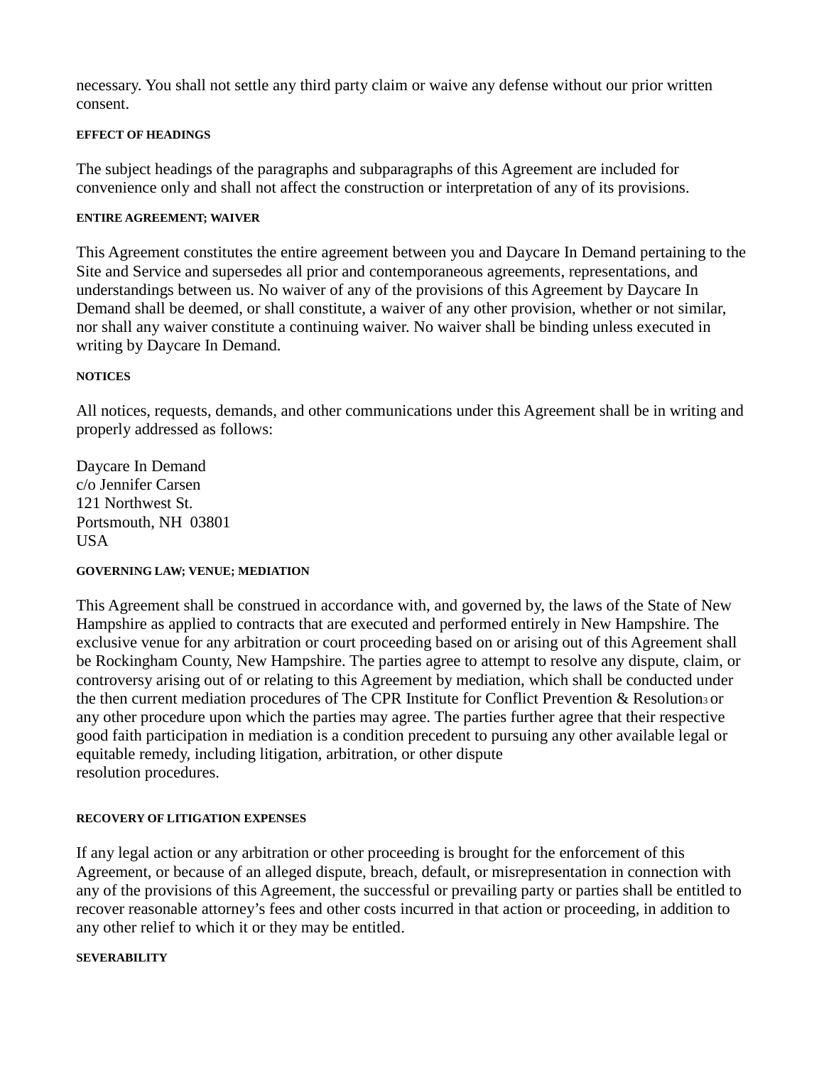necessary. You shall not settle any third party claim or waive any defense without our prior written consent.

#### EFFECT OF HEADINGS

The subject headings of the paragraphs and subparagraphs of this Agreement are included for convenience only and shall not affect the construction or interpretation of any of its provisions.

#### ENTIRE AGREEMENT; WAIVER

This Agreement constitutes the entire agreement between you and Daycare In Demand pertaining to the Site and Service and supersedes all prior and contemporaneous agreements, representations, and understandings between us. No waiver of any of the provisions of this Agreement by Daycare In Demand shall be deemed, or shall constitute, a waiver of any other provision, whether or not similar, nor shall any waiver constitute a continuing waiver. No waiver shall be binding unless executed in writing by Daycare In Demand.

#### NOTICES

All notices, requests, demands, and other communications under this Agreement shall be in writing and properly addressed as follows:

Daycare In Demand
c/o Jennifer Carsen
121 Northwest St.
Portsmouth, NH 03801
USA

#### GOVERNING LAW; VENUE; MEDIATION

This Agreement shall be construed in accordance with, and governed by, the laws of the State of New Hampshire as applied to contracts that are executed and performed entirely in New Hampshire. The exclusive venue for any arbitration or court proceeding based on or arising out of this Agreement shall be Rockingham County, New Hampshire. The parties agree to attempt to resolve any dispute, claim, or controversy arising out of or relating to this Agreement by mediation, which shall be conducted under the then current mediation procedures of The CPR Institute for Conflict Prevention & Resolution[3] or any other procedure upon which the parties may agree. The parties further agree that their respective good faith participation in mediation is a condition precedent to pursuing any other available legal or equitable remedy, including litigation, arbitration, or other dispute resolution procedures.

#### RECOVERY OF LITIGATION EXPENSES

If any legal action or any arbitration or other proceeding is brought for the enforcement of this Agreement, or because of an alleged dispute, breach, default, or misrepresentation in connection with any of the provisions of this Agreement, the successful or prevailing party or parties shall be entitled to recover reasonable attorney's fees and other costs incurred in that action or proceeding, in addition to any other relief to which it or they may be entitled.

#### SEVERABILITY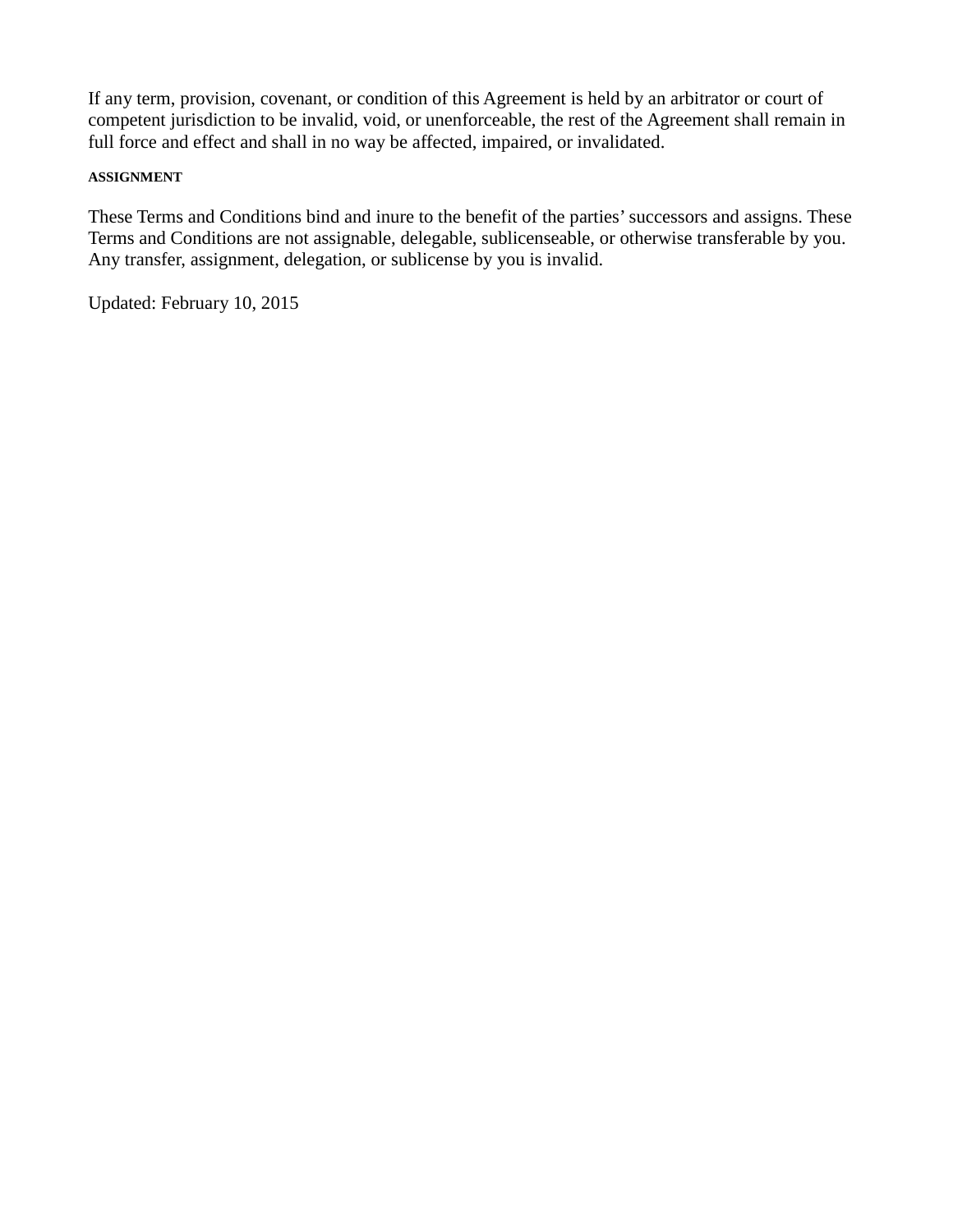If any term, provision, covenant, or condition of this Agreement is held by an arbitrator or court of competent jurisdiction to be invalid, void, or unenforceable, the rest of the Agreement shall remain in full force and effect and shall in no way be affected, impaired, or invalidated.

#### ASSIGNMENT

These Terms and Conditions bind and inure to the benefit of the parties' successors and assigns. These Terms and Conditions are not assignable, delegable, sublicenseable, or otherwise transferable by you. Any transfer, assignment, delegation, or sublicense by you is invalid.

Updated: February 10, 2015